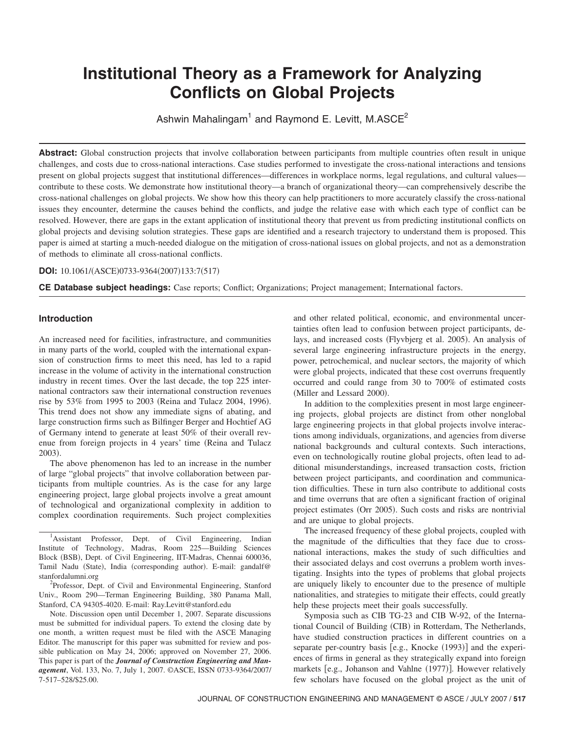# Institutional Theory as a Framework for Analyzing Conflicts on Global Projects

Ashwin Mahalingam[1] and Raymond E. Levitt, M.ASCE[2]

**Abstract:** Global construction projects that involve collaboration between participants from multiple countries often result in unique challenges, and costs due to cross-national interactions. Case studies performed to investigate the cross-national interactions and tensions present on global projects suggest that institutional differences—differences in workplace norms, legal regulations, and cultural values—contribute to these costs. We demonstrate how institutional theory—a branch of organizational theory—can comprehensively describe the cross-national challenges on global projects. We show how this theory can help practitioners to more accurately classify the cross-national issues they encounter, determine the causes behind the conflicts, and judge the relative ease with which each type of conflict can be resolved. However, there are gaps in the extant application of institutional theory that prevent us from predicting institutional conflicts on global projects and devising solution strategies. These gaps are identified and a research trajectory to understand them is proposed. This paper is aimed at starting a much-needed dialogue on the mitigation of cross-national issues on global projects, and not as a demonstration of methods to eliminate all cross-national conflicts.

**DOI:** 10.1061/(ASCE)0733-9364(2007)133:7(517)

**CE Database subject headings:** Case reports; Conflict; Organizations; Project management; International factors.

## Introduction

An increased need for facilities, infrastructure, and communities in many parts of the world, coupled with the international expansion of construction firms to meet this need, has led to a rapid increase in the volume of activity in the international construction industry in recent times. Over the last decade, the top 225 international contractors saw their international construction revenues rise by 53% from 1995 to 2003 (Reina and Tulacz 2004, 1996). This trend does not show any immediate signs of abating, and large construction firms such as Bilfinger Berger and Hochtief AG of Germany intend to generate at least 50% of their overall revenue from foreign projects in 4 years' time (Reina and Tulacz 2003).

The above phenomenon has led to an increase in the number of large "global projects" that involve collaboration between participants from multiple countries. As is the case for any large engineering project, large global projects involve a great amount of technological and organizational complexity in addition to complex coordination requirements. Such project complexities and other related political, economic, and environmental uncertainties often lead to confusion between project participants, delays, and increased costs (Flyvbjerg et al. 2005). An analysis of several large engineering infrastructure projects in the energy, power, petrochemical, and nuclear sectors, the majority of which were global projects, indicated that these cost overruns frequently occurred and could range from 30 to 700% of estimated costs (Miller and Lessard 2000).

In addition to the complexities present in most large engineering projects, global projects are distinct from other nonglobal large engineering projects in that global projects involve interactions among individuals, organizations, and agencies from diverse national backgrounds and cultural contexts. Such interactions, even on technologically routine global projects, often lead to additional misunderstandings, increased transaction costs, friction between project participants, and coordination and communication difficulties. These in turn also contribute to additional costs and time overruns that are often a significant fraction of original project estimates (Orr 2005). Such costs and risks are nontrivial and are unique to global projects.

The increased frequency of these global projects, coupled with the magnitude of the difficulties that they face due to cross-national interactions, makes the study of such difficulties and their associated delays and cost overruns a problem worth investigating. Insights into the types of problems that global projects are uniquely likely to encounter due to the presence of multiple nationalities, and strategies to mitigate their effects, could greatly help these projects meet their goals successfully.

Symposia such as CIB TG-23 and CIB W-92, of the International Council of Building (CIB) in Rotterdam, The Netherlands, have studied construction practices in different countries on a separate per-country basis [e.g., Knocke (1993)] and the experiences of firms in general as they strategically expand into foreign markets [e.g., Johanson and Vahlne (1977)]. However relatively few scholars have focused on the global project as the unit of

---

[1]Assistant Professor, Dept. of Civil Engineering, Indian Institute of Technology, Madras, Room 225—Building Sciences Block (BSB), Dept. of Civil Engineering, IIT-Madras, Chennai 600036, Tamil Nadu (State), India (corresponding author). E-mail: gandalf@stanfordalumni.org

[2]Professor, Dept. of Civil and Environmental Engineering, Stanford Univ., Room 290—Terman Engineering Building, 380 Panama Mall, Stanford, CA 94305-4020. E-mail: Ray.Levitt@stanford.edu

Note. Discussion open until December 1, 2007. Separate discussions must be submitted for individual papers. To extend the closing date by one month, a written request must be filed with the ASCE Managing Editor. The manuscript for this paper was submitted for review and possible publication on May 24, 2006; approved on November 27, 2006. This paper is part of the ***Journal of Construction Engineering and Management***, Vol. 133, No. 7, July 1, 2007. ©ASCE, ISSN 0733-9364/2007/7-517–528/$25.00.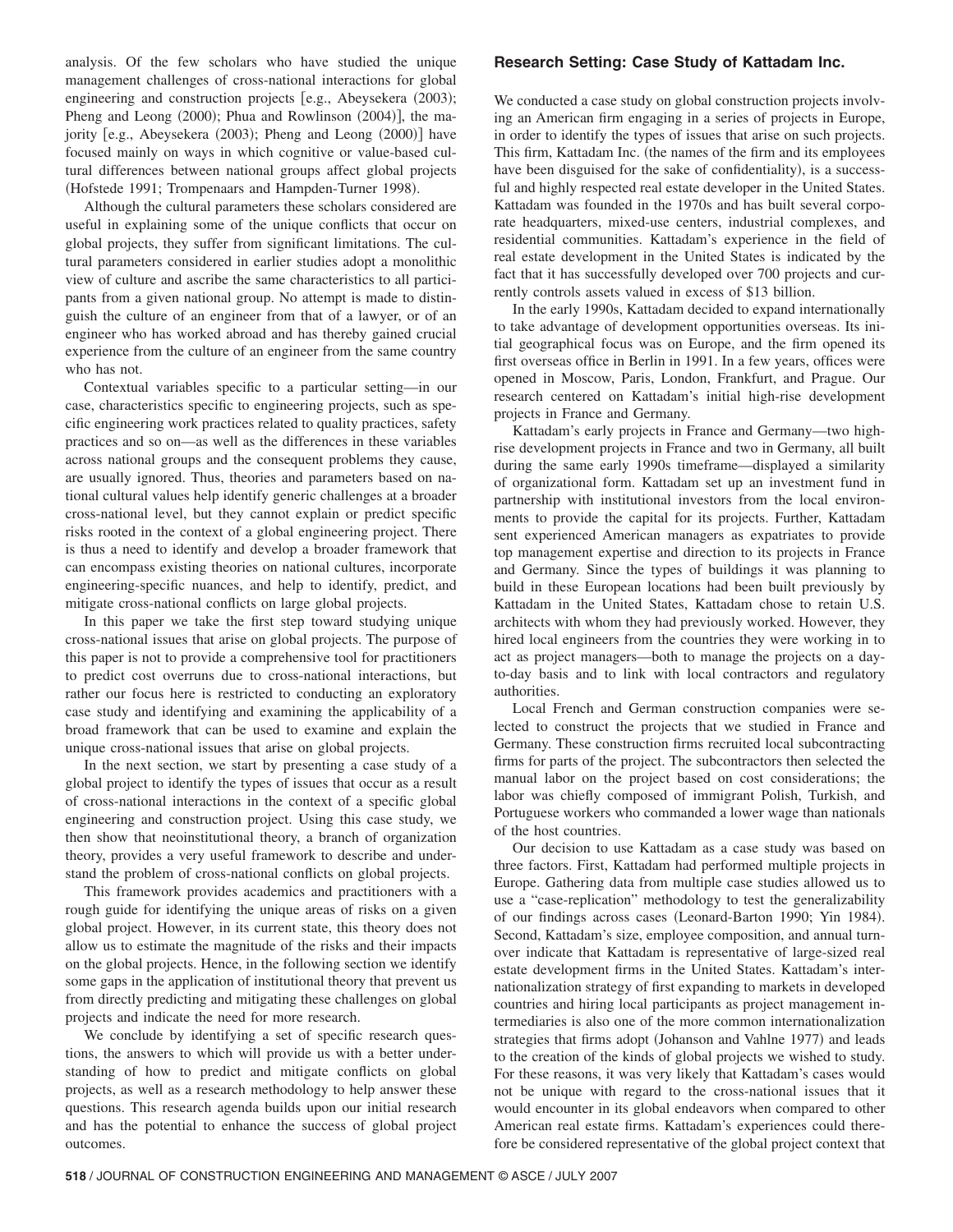analysis. Of the few scholars who have studied the unique management challenges of cross-national interactions for global engineering and construction projects [e.g., Abeysekera (2003); Pheng and Leong (2000); Phua and Rowlinson (2004)], the majority [e.g., Abeysekera (2003); Pheng and Leong (2000)] have focused mainly on ways in which cognitive or value-based cultural differences between national groups affect global projects (Hofstede 1991; Trompenaars and Hampden-Turner 1998).

Although the cultural parameters these scholars considered are useful in explaining some of the unique conflicts that occur on global projects, they suffer from significant limitations. The cultural parameters considered in earlier studies adopt a monolithic view of culture and ascribe the same characteristics to all participants from a given national group. No attempt is made to distinguish the culture of an engineer from that of a lawyer, or of an engineer who has worked abroad and has thereby gained crucial experience from the culture of an engineer from the same country who has not.

Contextual variables specific to a particular setting—in our case, characteristics specific to engineering projects, such as specific engineering work practices related to quality practices, safety practices and so on—as well as the differences in these variables across national groups and the consequent problems they cause, are usually ignored. Thus, theories and parameters based on national cultural values help identify generic challenges at a broader cross-national level, but they cannot explain or predict specific risks rooted in the context of a global engineering project. There is thus a need to identify and develop a broader framework that can encompass existing theories on national cultures, incorporate engineering-specific nuances, and help to identify, predict, and mitigate cross-national conflicts on large global projects.

In this paper we take the first step toward studying unique cross-national issues that arise on global projects. The purpose of this paper is not to provide a comprehensive tool for practitioners to predict cost overruns due to cross-national interactions, but rather our focus here is restricted to conducting an exploratory case study and identifying and examining the applicability of a broad framework that can be used to examine and explain the unique cross-national issues that arise on global projects.

In the next section, we start by presenting a case study of a global project to identify the types of issues that occur as a result of cross-national interactions in the context of a specific global engineering and construction project. Using this case study, we then show that neoinstitutional theory, a branch of organization theory, provides a very useful framework to describe and understand the problem of cross-national conflicts on global projects.

This framework provides academics and practitioners with a rough guide for identifying the unique areas of risks on a given global project. However, in its current state, this theory does not allow us to estimate the magnitude of the risks and their impacts on the global projects. Hence, in the following section we identify some gaps in the application of institutional theory that prevent us from directly predicting and mitigating these challenges on global projects and indicate the need for more research.

We conclude by identifying a set of specific research questions, the answers to which will provide us with a better understanding of how to predict and mitigate conflicts on global projects, as well as a research methodology to help answer these questions. This research agenda builds upon our initial research and has the potential to enhance the success of global project outcomes.

## Research Setting: Case Study of Kattadam Inc.

We conducted a case study on global construction projects involving an American firm engaging in a series of projects in Europe, in order to identify the types of issues that arise on such projects. This firm, Kattadam Inc. (the names of the firm and its employees have been disguised for the sake of confidentiality), is a successful and highly respected real estate developer in the United States. Kattadam was founded in the 1970s and has built several corporate headquarters, mixed-use centers, industrial complexes, and residential communities. Kattadam's experience in the field of real estate development in the United States is indicated by the fact that it has successfully developed over 700 projects and currently controls assets valued in excess of \$13 billion.

In the early 1990s, Kattadam decided to expand internationally to take advantage of development opportunities overseas. Its initial geographical focus was on Europe, and the firm opened its first overseas office in Berlin in 1991. In a few years, offices were opened in Moscow, Paris, London, Frankfurt, and Prague. Our research centered on Kattadam's initial high-rise development projects in France and Germany.

Kattadam's early projects in France and Germany—two high-rise development projects in France and two in Germany, all built during the same early 1990s timeframe—displayed a similarity of organizational form. Kattadam set up an investment fund in partnership with institutional investors from the local environments to provide the capital for its projects. Further, Kattadam sent experienced American managers as expatriates to provide top management expertise and direction to its projects in France and Germany. Since the types of buildings it was planning to build in these European locations had been built previously by Kattadam in the United States, Kattadam chose to retain U.S. architects with whom they had previously worked. However, they hired local engineers from the countries they were working in to act as project managers—both to manage the projects on a day-to-day basis and to link with local contractors and regulatory authorities.

Local French and German construction companies were selected to construct the projects that we studied in France and Germany. These construction firms recruited local subcontracting firms for parts of the project. The subcontractors then selected the manual labor on the project based on cost considerations; the labor was chiefly composed of immigrant Polish, Turkish, and Portuguese workers who commanded a lower wage than nationals of the host countries.

Our decision to use Kattadam as a case study was based on three factors. First, Kattadam had performed multiple projects in Europe. Gathering data from multiple case studies allowed us to use a "case-replication" methodology to test the generalizability of our findings across cases (Leonard-Barton 1990; Yin 1984). Second, Kattadam's size, employee composition, and annual turnover indicate that Kattadam is representative of large-sized real estate development firms in the United States. Kattadam's internationalization strategy of first expanding to markets in developed countries and hiring local participants as project management intermediaries is also one of the more common internationalization strategies that firms adopt (Johanson and Vahlne 1977) and leads to the creation of the kinds of global projects we wished to study. For these reasons, it was very likely that Kattadam's cases would not be unique with regard to the cross-national issues that it would encounter in its global endeavors when compared to other American real estate firms. Kattadam's experiences could therefore be considered representative of the global project context that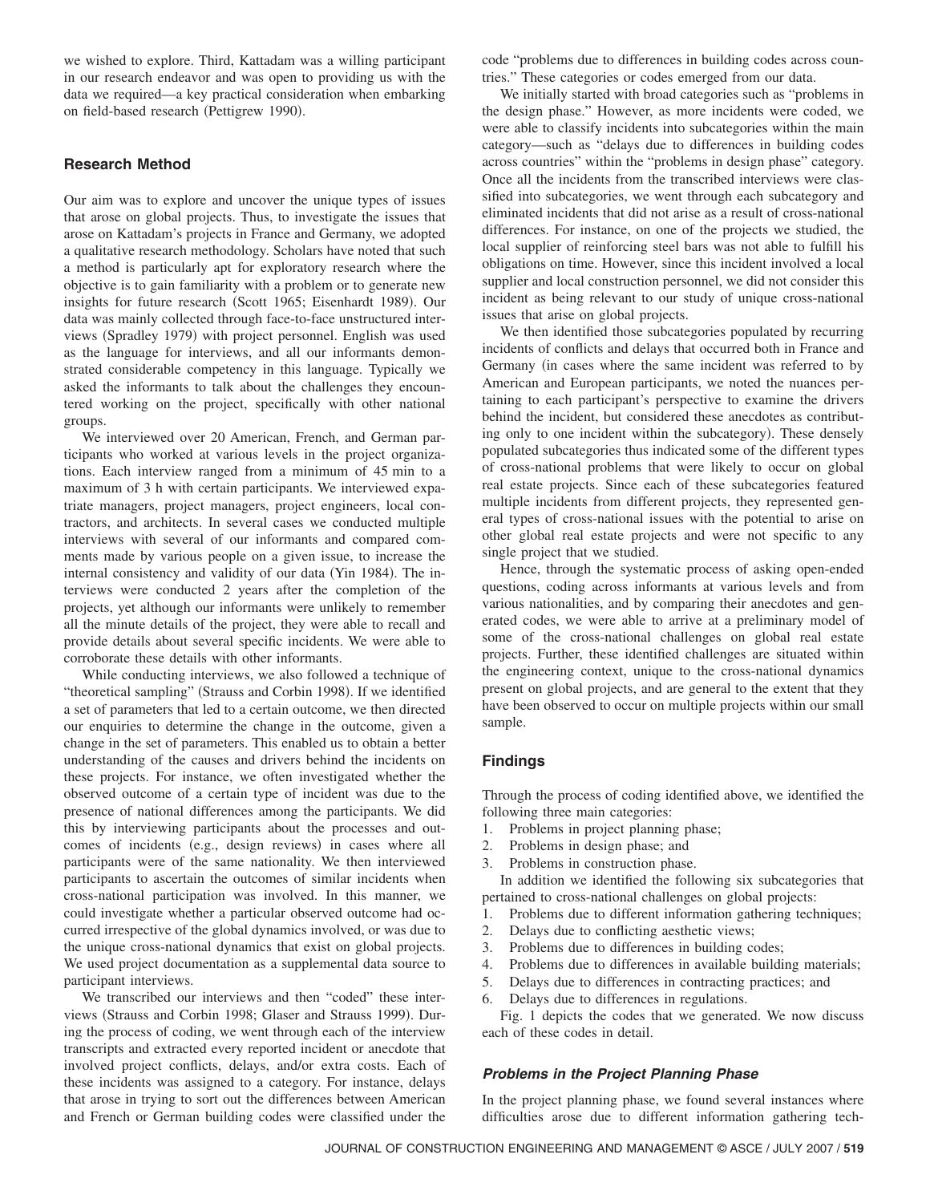we wished to explore. Third, Kattadam was a willing participant in our research endeavor and was open to providing us with the data we required—a key practical consideration when embarking on field-based research (Pettigrew 1990).

## Research Method

Our aim was to explore and uncover the unique types of issues that arose on global projects. Thus, to investigate the issues that arose on Kattadam's projects in France and Germany, we adopted a qualitative research methodology. Scholars have noted that such a method is particularly apt for exploratory research where the objective is to gain familiarity with a problem or to generate new insights for future research (Scott 1965; Eisenhardt 1989). Our data was mainly collected through face-to-face unstructured interviews (Spradley 1979) with project personnel. English was used as the language for interviews, and all our informants demonstrated considerable competency in this language. Typically we asked the informants to talk about the challenges they encountered working on the project, specifically with other national groups.

We interviewed over 20 American, French, and German participants who worked at various levels in the project organizations. Each interview ranged from a minimum of 45 min to a maximum of 3 h with certain participants. We interviewed expatriate managers, project managers, project engineers, local contractors, and architects. In several cases we conducted multiple interviews with several of our informants and compared comments made by various people on a given issue, to increase the internal consistency and validity of our data (Yin 1984). The interviews were conducted 2 years after the completion of the projects, yet although our informants were unlikely to remember all the minute details of the project, they were able to recall and provide details about several specific incidents. We were able to corroborate these details with other informants.

While conducting interviews, we also followed a technique of "theoretical sampling" (Strauss and Corbin 1998). If we identified a set of parameters that led to a certain outcome, we then directed our enquiries to determine the change in the outcome, given a change in the set of parameters. This enabled us to obtain a better understanding of the causes and drivers behind the incidents on these projects. For instance, we often investigated whether the observed outcome of a certain type of incident was due to the presence of national differences among the participants. We did this by interviewing participants about the processes and outcomes of incidents (e.g., design reviews) in cases where all participants were of the same nationality. We then interviewed participants to ascertain the outcomes of similar incidents when cross-national participation was involved. In this manner, we could investigate whether a particular observed outcome had occurred irrespective of the global dynamics involved, or was due to the unique cross-national dynamics that exist on global projects. We used project documentation as a supplemental data source to participant interviews.

We transcribed our interviews and then "coded" these interviews (Strauss and Corbin 1998; Glaser and Strauss 1999). During the process of coding, we went through each of the interview transcripts and extracted every reported incident or anecdote that involved project conflicts, delays, and/or extra costs. Each of these incidents was assigned to a category. For instance, delays that arose in trying to sort out the differences between American and French or German building codes were classified under the code "problems due to differences in building codes across countries." These categories or codes emerged from our data.

We initially started with broad categories such as "problems in the design phase." However, as more incidents were coded, we were able to classify incidents into subcategories within the main category—such as "delays due to differences in building codes across countries" within the "problems in design phase" category. Once all the incidents from the transcribed interviews were classified into subcategories, we went through each subcategory and eliminated incidents that did not arise as a result of cross-national differences. For instance, on one of the projects we studied, the local supplier of reinforcing steel bars was not able to fulfill his obligations on time. However, since this incident involved a local supplier and local construction personnel, we did not consider this incident as being relevant to our study of unique cross-national issues that arise on global projects.

We then identified those subcategories populated by recurring incidents of conflicts and delays that occurred both in France and Germany (in cases where the same incident was referred to by American and European participants, we noted the nuances pertaining to each participant's perspective to examine the drivers behind the incident, but considered these anecdotes as contributing only to one incident within the subcategory). These densely populated subcategories thus indicated some of the different types of cross-national problems that were likely to occur on global real estate projects. Since each of these subcategories featured multiple incidents from different projects, they represented general types of cross-national issues with the potential to arise on other global real estate projects and were not specific to any single project that we studied.

Hence, through the systematic process of asking open-ended questions, coding across informants at various levels and from various nationalities, and by comparing their anecdotes and generated codes, we were able to arrive at a preliminary model of some of the cross-national challenges on global real estate projects. Further, these identified challenges are situated within the engineering context, unique to the cross-national dynamics present on global projects, and are general to the extent that they have been observed to occur on multiple projects within our small sample.

## Findings

Through the process of coding identified above, we identified the following three main categories:

1. Problems in project planning phase;
2. Problems in design phase; and
3. Problems in construction phase.

In addition we identified the following six subcategories that pertained to cross-national challenges on global projects:

1. Problems due to different information gathering techniques;
2. Delays due to conflicting aesthetic views;
3. Problems due to differences in building codes;
4. Problems due to differences in available building materials;
5. Delays due to differences in contracting practices; and
6. Delays due to differences in regulations.

Fig. 1 depicts the codes that we generated. We now discuss each of these codes in detail.

### *Problems in the Project Planning Phase*

In the project planning phase, we found several instances where difficulties arose due to different information gathering tech-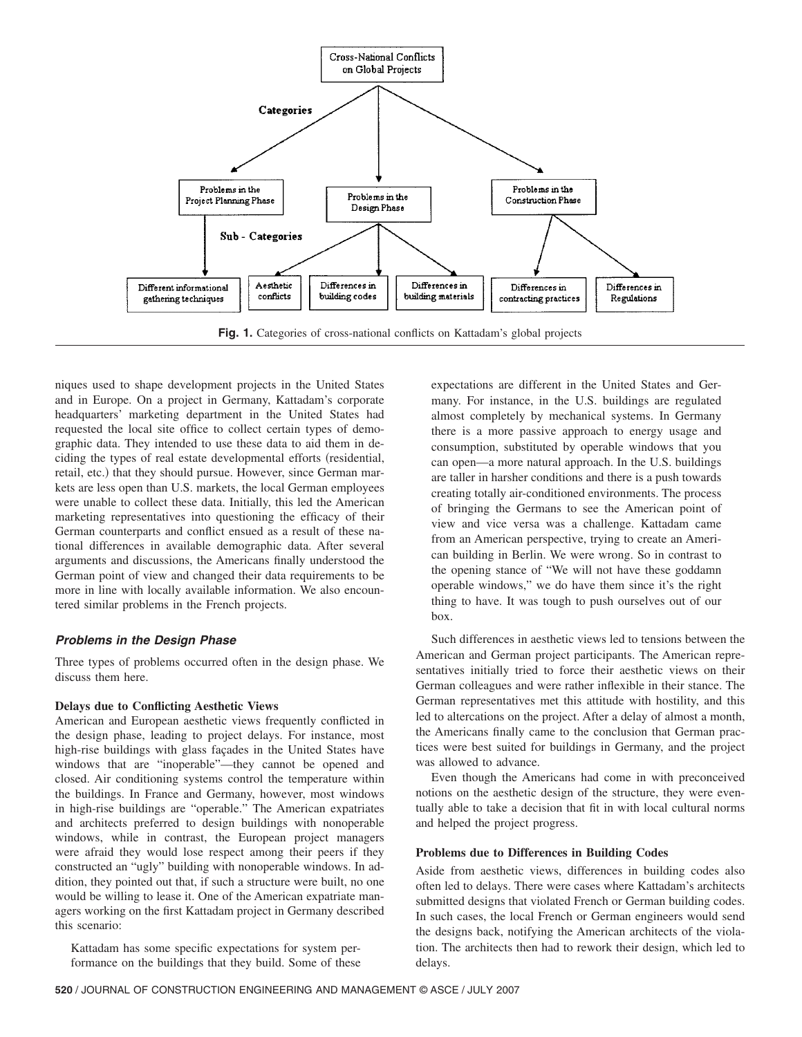Cross-National Conflicts on Global Projects

Categories

Problems in the Project Planning Phase

Problems in the Design Phase

Problems in the Construction Phase

Sub - Categories

Different informational gathering techniques

Aesthetic conflicts

Differences in building codes

Differences in building materials

Differences in contracting practices

Differences in Regulations

**Fig. 1.** Categories of cross-national conflicts on Kattadam's global projects

niques used to shape development projects in the United States and in Europe. On a project in Germany, Kattadam's corporate headquarters' marketing department in the United States had requested the local site office to collect certain types of demographic data. They intended to use these data to aid them in deciding the types of real estate developmental efforts (residential, retail, etc.) that they should pursue. However, since German markets are less open than U.S. markets, the local German employees were unable to collect these data. Initially, this led the American marketing representatives into questioning the efficacy of their German counterparts and conflict ensued as a result of these national differences in available demographic data. After several arguments and discussions, the Americans finally understood the German point of view and changed their data requirements to be more in line with locally available information. We also encountered similar problems in the French projects.

### *Problems in the Design Phase*

Three types of problems occurred often in the design phase. We discuss them here.

#### Delays due to Conflicting Aesthetic Views

American and European aesthetic views frequently conflicted in the design phase, leading to project delays. For instance, most high-rise buildings with glass façades in the United States have windows that are "inoperable"—they cannot be opened and closed. Air conditioning systems control the temperature within the buildings. In France and Germany, however, most windows in high-rise buildings are "operable." The American expatriates and architects preferred to design buildings with nonoperable windows, while in contrast, the European project managers were afraid they would lose respect among their peers if they constructed an "ugly" building with nonoperable windows. In addition, they pointed out that, if such a structure were built, no one would be willing to lease it. One of the American expatriate managers working on the first Kattadam project in Germany described this scenario:

> Kattadam has some specific expectations for system performance on the buildings that they build. Some of these expectations are different in the United States and Germany. For instance, in the U.S. buildings are regulated almost completely by mechanical systems. In Germany there is a more passive approach to energy usage and consumption, substituted by operable windows that you can open—a more natural approach. In the U.S. buildings are taller in harsher conditions and there is a push towards creating totally air-conditioned environments. The process of bringing the Germans to see the American point of view and vice versa was a challenge. Kattadam came from an American perspective, trying to create an American building in Berlin. We were wrong. So in contrast to the opening stance of "We will not have these goddamn operable windows," we do have them since it's the right thing to have. It was tough to push ourselves out of our box.

Such differences in aesthetic views led to tensions between the American and German project participants. The American representatives initially tried to force their aesthetic views on their German colleagues and were rather inflexible in their stance. The German representatives met this attitude with hostility, and this led to altercations on the project. After a delay of almost a month, the Americans finally came to the conclusion that German practices were best suited for buildings in Germany, and the project was allowed to advance.

Even though the Americans had come in with preconceived notions on the aesthetic design of the structure, they were eventually able to take a decision that fit in with local cultural norms and helped the project progress.

#### Problems due to Differences in Building Codes

Aside from aesthetic views, differences in building codes also often led to delays. There were cases where Kattadam's architects submitted designs that violated French or German building codes. In such cases, the local French or German engineers would send the designs back, notifying the American architects of the violation. The architects then had to rework their design, which led to delays.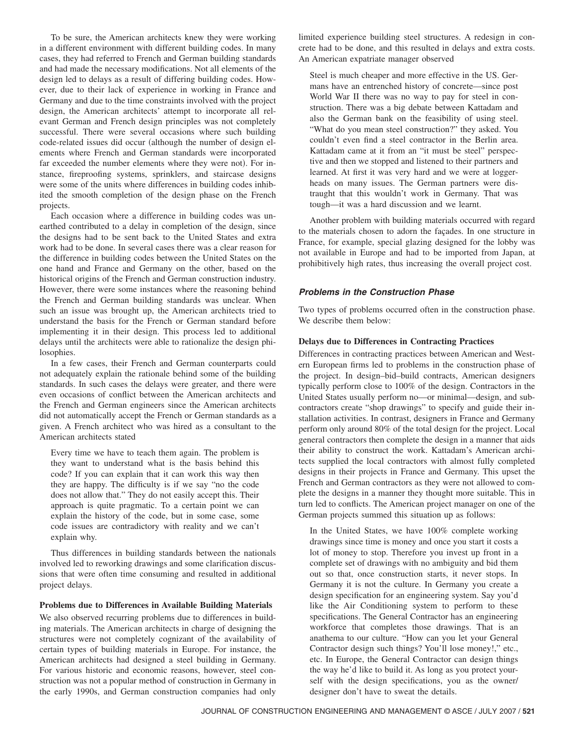To be sure, the American architects knew they were working in a different environment with different building codes. In many cases, they had referred to French and German building standards and had made the necessary modifications. Not all elements of the design led to delays as a result of differing building codes. However, due to their lack of experience in working in France and Germany and due to the time constraints involved with the project design, the American architects' attempt to incorporate all relevant German and French design principles was not completely successful. There were several occasions where such building code-related issues did occur (although the number of design elements where French and German standards were incorporated far exceeded the number elements where they were not). For instance, fireproofing systems, sprinklers, and staircase designs were some of the units where differences in building codes inhibited the smooth completion of the design phase on the French projects.

Each occasion where a difference in building codes was unearthed contributed to a delay in completion of the design, since the designs had to be sent back to the United States and extra work had to be done. In several cases there was a clear reason for the difference in building codes between the United States on the one hand and France and Germany on the other, based on the historical origins of the French and German construction industry. However, there were some instances where the reasoning behind the French and German building standards was unclear. When such an issue was brought up, the American architects tried to understand the basis for the French or German standard before implementing it in their design. This process led to additional delays until the architects were able to rationalize the design philosophies.

In a few cases, their French and German counterparts could not adequately explain the rationale behind some of the building standards. In such cases the delays were greater, and there were even occasions of conflict between the American architects and the French and German engineers since the American architects did not automatically accept the French or German standards as a given. A French architect who was hired as a consultant to the American architects stated

> Every time we have to teach them again. The problem is they want to understand what is the basis behind this code? If you can explain that it can work this way then they are happy. The difficulty is if we say "no the code does not allow that." They do not easily accept this. Their approach is quite pragmatic. To a certain point we can explain the history of the code, but in some case, some code issues are contradictory with reality and we can't explain why.

Thus differences in building standards between the nationals involved led to reworking drawings and some clarification discussions that were often time consuming and resulted in additional project delays.

**Problems due to Differences in Available Building Materials**

We also observed recurring problems due to differences in building materials. The American architects in charge of designing the structures were not completely cognizant of the availability of certain types of building materials in Europe. For instance, the American architects had designed a steel building in Germany. For various historic and economic reasons, however, steel construction was not a popular method of construction in Germany in the early 1990s, and German construction companies had only limited experience building steel structures. A redesign in concrete had to be done, and this resulted in delays and extra costs. An American expatriate manager observed

> Steel is much cheaper and more effective in the US. Germans have an entrenched history of concrete—since post World War II there was no way to pay for steel in construction. There was a big debate between Kattadam and also the German bank on the feasibility of using steel. "What do you mean steel construction?" they asked. You couldn't even find a steel contractor in the Berlin area. Kattadam came at it from an "it must be steel" perspective and then we stopped and listened to their partners and learned. At first it was very hard and we were at loggerheads on many issues. The German partners were distraught that this wouldn't work in Germany. That was tough—it was a hard discussion and we learnt.

Another problem with building materials occurred with regard to the materials chosen to adorn the façades. In one structure in France, for example, special glazing designed for the lobby was not available in Europe and had to be imported from Japan, at prohibitively high rates, thus increasing the overall project cost.

### *Problems in the Construction Phase*

Two types of problems occurred often in the construction phase. We describe them below:

**Delays due to Differences in Contracting Practices**

Differences in contracting practices between American and Western European firms led to problems in the construction phase of the project. In design–bid–build contracts, American designers typically perform close to 100% of the design. Contractors in the United States usually perform no—or minimal—design, and subcontractors create "shop drawings" to specify and guide their installation activities. In contrast, designers in France and Germany perform only around 80% of the total design for the project. Local general contractors then complete the design in a manner that aids their ability to construct the work. Kattadam's American architects supplied the local contractors with almost fully completed designs in their projects in France and Germany. This upset the French and German contractors as they were not allowed to complete the designs in a manner they thought more suitable. This in turn led to conflicts. The American project manager on one of the German projects summed this situation up as follows:

> In the United States, we have 100% complete working drawings since time is money and once you start it costs a lot of money to stop. Therefore you invest up front in a complete set of drawings with no ambiguity and bid them out so that, once construction starts, it never stops. In Germany it is not the culture. In Germany you create a design specification for an engineering system. Say you'd like the Air Conditioning system to perform to these specifications. The General Contractor has an engineering workforce that completes those drawings. That is an anathema to our culture. "How can you let your General Contractor design such things? You'll lose money!," etc., etc. In Europe, the General Contractor can design things the way he'd like to build it. As long as you protect yourself with the design specifications, you as the owner/designer don't have to sweat the details.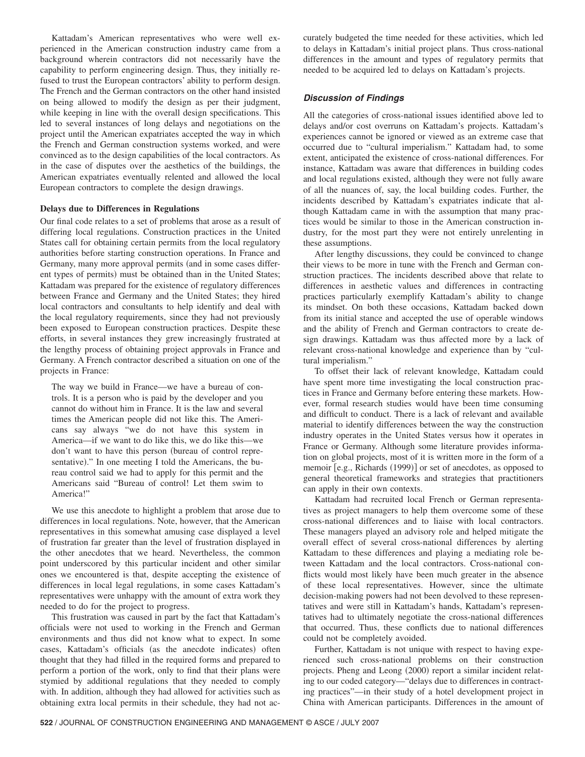Kattadam's American representatives who were well experienced in the American construction industry came from a background wherein contractors did not necessarily have the capability to perform engineering design. Thus, they initially refused to trust the European contractors' ability to perform design. The French and the German contractors on the other hand insisted on being allowed to modify the design as per their judgment, while keeping in line with the overall design specifications. This led to several instances of long delays and negotiations on the project until the American expatriates accepted the way in which the French and German construction systems worked, and were convinced as to the design capabilities of the local contractors. As in the case of disputes over the aesthetics of the buildings, the American expatriates eventually relented and allowed the local European contractors to complete the design drawings.

**Delays due to Differences in Regulations**

Our final code relates to a set of problems that arose as a result of differing local regulations. Construction practices in the United States call for obtaining certain permits from the local regulatory authorities before starting construction operations. In France and Germany, many more approval permits (and in some cases different types of permits) must be obtained than in the United States; Kattadam was prepared for the existence of regulatory differences between France and Germany and the United States; they hired local contractors and consultants to help identify and deal with the local regulatory requirements, since they had not previously been exposed to European construction practices. Despite these efforts, in several instances they grew increasingly frustrated at the lengthy process of obtaining project approvals in France and Germany. A French contractor described a situation on one of the projects in France:

> The way we build in France—we have a bureau of controls. It is a person who is paid by the developer and you cannot do without him in France. It is the law and several times the American people did not like this. The Americans say always "we do not have this system in America—if we want to do like this, we do like this—we don't want to have this person (bureau of control representative)." In one meeting I told the Americans, the bureau control said we had to apply for this permit and the Americans said "Bureau of control! Let them swim to America!"

We use this anecdote to highlight a problem that arose due to differences in local regulations. Note, however, that the American representatives in this somewhat amusing case displayed a level of frustration far greater than the level of frustration displayed in the other anecdotes that we heard. Nevertheless, the common point underscored by this particular incident and other similar ones we encountered is that, despite accepting the existence of differences in local legal regulations, in some cases Kattadam's representatives were unhappy with the amount of extra work they needed to do for the project to progress.

This frustration was caused in part by the fact that Kattadam's officials were not used to working in the French and German environments and thus did not know what to expect. In some cases, Kattadam's officials (as the anecdote indicates) often thought that they had filled in the required forms and prepared to perform a portion of the work, only to find that their plans were stymied by additional regulations that they needed to comply with. In addition, although they had allowed for activities such as obtaining extra local permits in their schedule, they had not accurately budgeted the time needed for these activities, which led to delays in Kattadam's initial project plans. Thus cross-national differences in the amount and types of regulatory permits that needed to be acquired led to delays on Kattadam's projects.

### *Discussion of Findings*

All the categories of cross-national issues identified above led to delays and/or cost overruns on Kattadam's projects. Kattadam's experiences cannot be ignored or viewed as an extreme case that occurred due to "cultural imperialism." Kattadam had, to some extent, anticipated the existence of cross-national differences. For instance, Kattadam was aware that differences in building codes and local regulations existed, although they were not fully aware of all the nuances of, say, the local building codes. Further, the incidents described by Kattadam's expatriates indicate that although Kattadam came in with the assumption that many practices would be similar to those in the American construction industry, for the most part they were not entirely unrelenting in these assumptions.

After lengthy discussions, they could be convinced to change their views to be more in tune with the French and German construction practices. The incidents described above that relate to differences in aesthetic values and differences in contracting practices particularly exemplify Kattadam's ability to change its mindset. On both these occasions, Kattadam backed down from its initial stance and accepted the use of operable windows and the ability of French and German contractors to create design drawings. Kattadam was thus affected more by a lack of relevant cross-national knowledge and experience than by "cultural imperialism."

To offset their lack of relevant knowledge, Kattadam could have spent more time investigating the local construction practices in France and Germany before entering these markets. However, formal research studies would have been time consuming and difficult to conduct. There is a lack of relevant and available material to identify differences between the way the construction industry operates in the United States versus how it operates in France or Germany. Although some literature provides information on global projects, most of it is written more in the form of a memoir [e.g., Richards (1999)] or set of anecdotes, as opposed to general theoretical frameworks and strategies that practitioners can apply in their own contexts.

Kattadam had recruited local French or German representatives as project managers to help them overcome some of these cross-national differences and to liaise with local contractors. These managers played an advisory role and helped mitigate the overall effect of several cross-national differences by alerting Kattadam to these differences and playing a mediating role between Kattadam and the local contractors. Cross-national conflicts would most likely have been much greater in the absence of these local representatives. However, since the ultimate decision-making powers had not been devolved to these representatives and were still in Kattadam's hands, Kattadam's representatives had to ultimately negotiate the cross-national differences that occurred. Thus, these conflicts due to national differences could not be completely avoided.

Further, Kattadam is not unique with respect to having experienced such cross-national problems on their construction projects. Pheng and Leong (2000) report a similar incident relating to our coded category—"delays due to differences in contracting practices"—in their study of a hotel development project in China with American participants. Differences in the amount of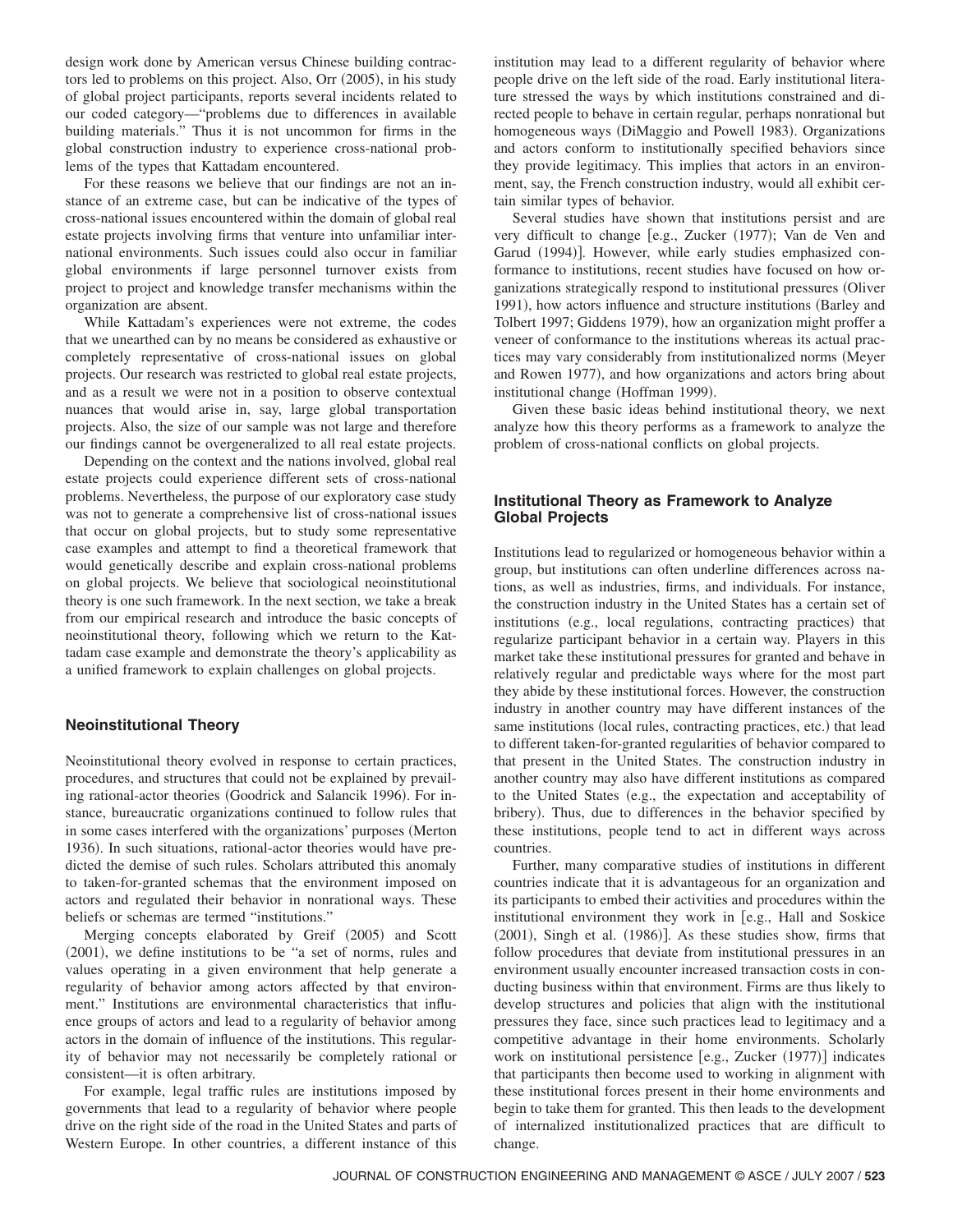design work done by American versus Chinese building contractors led to problems on this project. Also, Orr (2005), in his study of global project participants, reports several incidents related to our coded category—"problems due to differences in available building materials." Thus it is not uncommon for firms in the global construction industry to experience cross-national problems of the types that Kattadam encountered.

For these reasons we believe that our findings are not an instance of an extreme case, but can be indicative of the types of cross-national issues encountered within the domain of global real estate projects involving firms that venture into unfamiliar international environments. Such issues could also occur in familiar global environments if large personnel turnover exists from project to project and knowledge transfer mechanisms within the organization are absent.

While Kattadam's experiences were not extreme, the codes that we unearthed can by no means be considered as exhaustive or completely representative of cross-national issues on global projects. Our research was restricted to global real estate projects, and as a result we were not in a position to observe contextual nuances that would arise in, say, large global transportation projects. Also, the size of our sample was not large and therefore our findings cannot be overgeneralized to all real estate projects.

Depending on the context and the nations involved, global real estate projects could experience different sets of cross-national problems. Nevertheless, the purpose of our exploratory case study was not to generate a comprehensive list of cross-national issues that occur on global projects, but to study some representative case examples and attempt to find a theoretical framework that would genetically describe and explain cross-national problems on global projects. We believe that sociological neoinstitutional theory is one such framework. In the next section, we take a break from our empirical research and introduce the basic concepts of neoinstitutional theory, following which we return to the Kattadam case example and demonstrate the theory's applicability as a unified framework to explain challenges on global projects.

## Neoinstitutional Theory

Neoinstitutional theory evolved in response to certain practices, procedures, and structures that could not be explained by prevailing rational-actor theories (Goodrick and Salancik 1996). For instance, bureaucratic organizations continued to follow rules that in some cases interfered with the organizations' purposes (Merton 1936). In such situations, rational-actor theories would have predicted the demise of such rules. Scholars attributed this anomaly to taken-for-granted schemas that the environment imposed on actors and regulated their behavior in nonrational ways. These beliefs or schemas are termed "institutions."

Merging concepts elaborated by Greif (2005) and Scott (2001), we define institutions to be "a set of norms, rules and values operating in a given environment that help generate a regularity of behavior among actors affected by that environment." Institutions are environmental characteristics that influence groups of actors and lead to a regularity of behavior among actors in the domain of influence of the institutions. This regularity of behavior may not necessarily be completely rational or consistent—it is often arbitrary.

For example, legal traffic rules are institutions imposed by governments that lead to a regularity of behavior where people drive on the right side of the road in the United States and parts of Western Europe. In other countries, a different instance of this institution may lead to a different regularity of behavior where people drive on the left side of the road. Early institutional literature stressed the ways by which institutions constrained and directed people to behave in certain regular, perhaps nonrational but homogeneous ways (DiMaggio and Powell 1983). Organizations and actors conform to institutionally specified behaviors since they provide legitimacy. This implies that actors in an environment, say, the French construction industry, would all exhibit certain similar types of behavior.

Several studies have shown that institutions persist and are very difficult to change [e.g., Zucker (1977); Van de Ven and Garud (1994)]. However, while early studies emphasized conformance to institutions, recent studies have focused on how organizations strategically respond to institutional pressures (Oliver 1991), how actors influence and structure institutions (Barley and Tolbert 1997; Giddens 1979), how an organization might proffer a veneer of conformance to the institutions whereas its actual practices may vary considerably from institutionalized norms (Meyer and Rowen 1977), and how organizations and actors bring about institutional change (Hoffman 1999).

Given these basic ideas behind institutional theory, we next analyze how this theory performs as a framework to analyze the problem of cross-national conflicts on global projects.

### Institutional Theory as Framework to Analyze Global Projects

Institutions lead to regularized or homogeneous behavior within a group, but institutions can often underline differences across nations, as well as industries, firms, and individuals. For instance, the construction industry in the United States has a certain set of institutions (e.g., local regulations, contracting practices) that regularize participant behavior in a certain way. Players in this market take these institutional pressures for granted and behave in relatively regular and predictable ways where for the most part they abide by these institutional forces. However, the construction industry in another country may have different instances of the same institutions (local rules, contracting practices, etc.) that lead to different taken-for-granted regularities of behavior compared to that present in the United States. The construction industry in another country may also have different institutions as compared to the United States (e.g., the expectation and acceptability of bribery). Thus, due to differences in the behavior specified by these institutions, people tend to act in different ways across countries.

Further, many comparative studies of institutions in different countries indicate that it is advantageous for an organization and its participants to embed their activities and procedures within the institutional environment they work in [e.g., Hall and Soskice (2001), Singh et al. (1986)]. As these studies show, firms that follow procedures that deviate from institutional pressures in an environment usually encounter increased transaction costs in conducting business within that environment. Firms are thus likely to develop structures and policies that align with the institutional pressures they face, since such practices lead to legitimacy and a competitive advantage in their home environments. Scholarly work on institutional persistence [e.g., Zucker (1977)] indicates that participants then become used to working in alignment with these institutional forces present in their home environments and begin to take them for granted. This then leads to the development of internalized institutionalized practices that are difficult to change.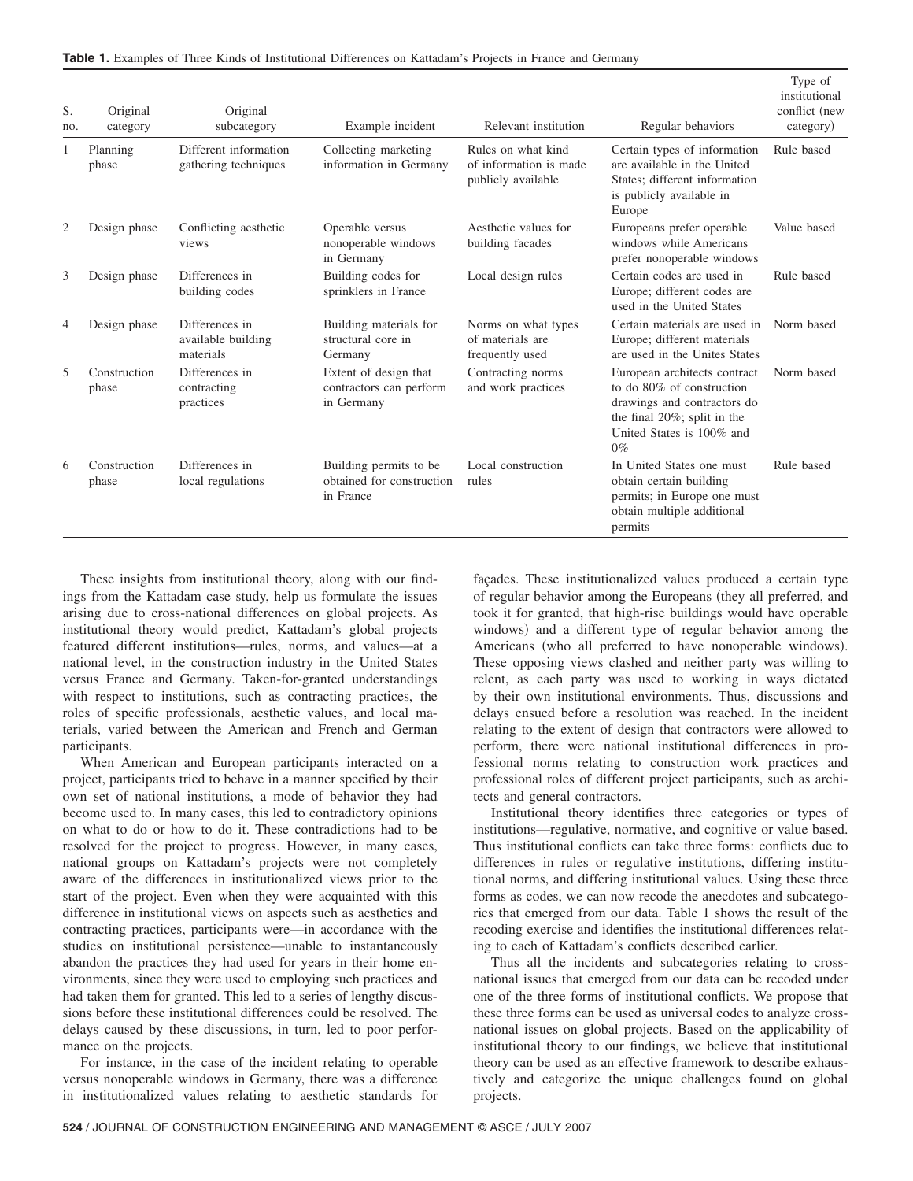**Table 1.** Examples of Three Kinds of Institutional Differences on Kattadam's Projects in France and Germany

| S. no. | Original category | Original subcategory | Example incident | Relevant institution | Regular behaviors | Type of institutional conflict (new category) |
|---|---|---|---|---|---|---|
| 1 | Planning phase | Different information gathering techniques | Collecting marketing information in Germany | Rules on what kind of information is made publicly available | Certain types of information are available in the United States; different information is publicly available in Europe | Rule based |
| 2 | Design phase | Conflicting aesthetic views | Operable versus nonoperable windows in Germany | Aesthetic values for building facades | Europeans prefer operable windows while Americans prefer nonoperable windows | Value based |
| 3 | Design phase | Differences in building codes | Building codes for sprinklers in France | Local design rules | Certain codes are used in Europe; different codes are used in the United States | Rule based |
| 4 | Design phase | Differences in available building materials | Building materials for structural core in Germany | Norms on what types of materials are frequently used | Certain materials are used in Europe; different materials are used in the Unites States | Norm based |
| 5 | Construction phase | Differences in contracting practices | Extent of design that contractors can perform in Germany | Contracting norms and work practices | European architects contract to do 80% of construction drawings and contractors do the final 20%; split in the United States is 100% and 0% | Norm based |
| 6 | Construction phase | Differences in local regulations | Building permits to be obtained for construction in France | Local construction rules | In United States one must obtain certain building permits; in Europe one must obtain multiple additional permits | Rule based |

These insights from institutional theory, along with our findings from the Kattadam case study, help us formulate the issues arising due to cross-national differences on global projects. As institutional theory would predict, Kattadam's global projects featured different institutions—rules, norms, and values—at a national level, in the construction industry in the United States versus France and Germany. Taken-for-granted understandings with respect to institutions, such as contracting practices, the roles of specific professionals, aesthetic values, and local materials, varied between the American and French and German participants.

When American and European participants interacted on a project, participants tried to behave in a manner specified by their own set of national institutions, a mode of behavior they had become used to. In many cases, this led to contradictory opinions on what to do or how to do it. These contradictions had to be resolved for the project to progress. However, in many cases, national groups on Kattadam's projects were not completely aware of the differences in institutionalized views prior to the start of the project. Even when they were acquainted with this difference in institutional views on aspects such as aesthetics and contracting practices, participants were—in accordance with the studies on institutional persistence—unable to instantaneously abandon the practices they had used for years in their home environments, since they were used to employing such practices and had taken them for granted. This led to a series of lengthy discussions before these institutional differences could be resolved. The delays caused by these discussions, in turn, led to poor performance on the projects.

For instance, in the case of the incident relating to operable versus nonoperable windows in Germany, there was a difference in institutionalized values relating to aesthetic standards for façades. These institutionalized values produced a certain type of regular behavior among the Europeans (they all preferred, and took it for granted, that high-rise buildings would have operable windows) and a different type of regular behavior among the Americans (who all preferred to have nonoperable windows). These opposing views clashed and neither party was willing to relent, as each party was used to working in ways dictated by their own institutional environments. Thus, discussions and delays ensued before a resolution was reached. In the incident relating to the extent of design that contractors were allowed to perform, there were national institutional differences in professional norms relating to construction work practices and professional roles of different project participants, such as architects and general contractors.

Institutional theory identifies three categories or types of institutions—regulative, normative, and cognitive or value based. Thus institutional conflicts can take three forms: conflicts due to differences in rules or regulative institutions, differing institutional norms, and differing institutional values. Using these three forms as codes, we can now recode the anecdotes and subcategories that emerged from our data. Table 1 shows the result of the recoding exercise and identifies the institutional differences relating to each of Kattadam's conflicts described earlier.

Thus all the incidents and subcategories relating to cross-national issues that emerged from our data can be recoded under one of the three forms of institutional conflicts. We propose that these three forms can be used as universal codes to analyze cross-national issues on global projects. Based on the applicability of institutional theory to our findings, we believe that institutional theory can be used as an effective framework to describe exhaustively and categorize the unique challenges found on global projects.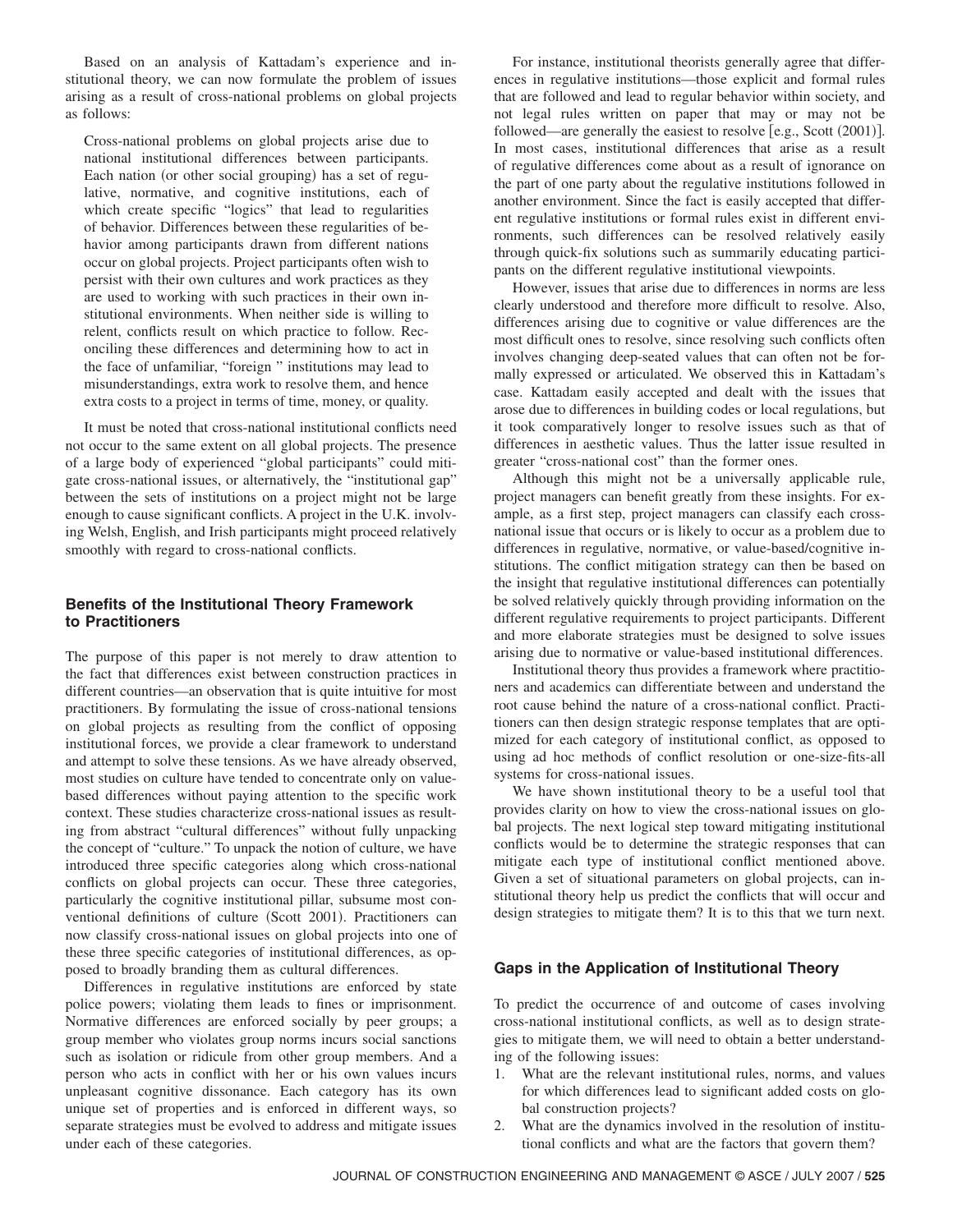Based on an analysis of Kattadam's experience and institutional theory, we can now formulate the problem of issues arising as a result of cross-national problems on global projects as follows:

> Cross-national problems on global projects arise due to national institutional differences between participants. Each nation (or other social grouping) has a set of regulative, normative, and cognitive institutions, each of which create specific "logics" that lead to regularities of behavior. Differences between these regularities of behavior among participants drawn from different nations occur on global projects. Project participants often wish to persist with their own cultures and work practices as they are used to working with such practices in their own institutional environments. When neither side is willing to relent, conflicts result on which practice to follow. Reconciling these differences and determining how to act in the face of unfamiliar, "foreign" institutions may lead to misunderstandings, extra work to resolve them, and hence extra costs to a project in terms of time, money, or quality.

It must be noted that cross-national institutional conflicts need not occur to the same extent on all global projects. The presence of a large body of experienced "global participants" could mitigate cross-national issues, or alternatively, the "institutional gap" between the sets of institutions on a project might not be large enough to cause significant conflicts. A project in the U.K. involving Welsh, English, and Irish participants might proceed relatively smoothly with regard to cross-national conflicts.

## Benefits of the Institutional Theory Framework to Practitioners

The purpose of this paper is not merely to draw attention to the fact that differences exist between construction practices in different countries—an observation that is quite intuitive for most practitioners. By formulating the issue of cross-national tensions on global projects as resulting from the conflict of opposing institutional forces, we provide a clear framework to understand and attempt to solve these tensions. As we have already observed, most studies on culture have tended to concentrate only on value-based differences without paying attention to the specific work context. These studies characterize cross-national issues as resulting from abstract "cultural differences" without fully unpacking the concept of "culture." To unpack the notion of culture, we have introduced three specific categories along which cross-national conflicts on global projects can occur. These three categories, particularly the cognitive institutional pillar, subsume most conventional definitions of culture (Scott 2001). Practitioners can now classify cross-national issues on global projects into one of these three specific categories of institutional differences, as opposed to broadly branding them as cultural differences.

Differences in regulative institutions are enforced by state police powers; violating them leads to fines or imprisonment. Normative differences are enforced socially by peer groups; a group member who violates group norms incurs social sanctions such as isolation or ridicule from other group members. And a person who acts in conflict with her or his own values incurs unpleasant cognitive dissonance. Each category has its own unique set of properties and is enforced in different ways, so separate strategies must be evolved to address and mitigate issues under each of these categories.

For instance, institutional theorists generally agree that differences in regulative institutions—those explicit and formal rules that are followed and lead to regular behavior within society, and not legal rules written on paper that may or may not be followed—are generally the easiest to resolve [e.g., Scott (2001)]. In most cases, institutional differences that arise as a result of regulative differences come about as a result of ignorance on the part of one party about the regulative institutions followed in another environment. Since the fact is easily accepted that different regulative institutions or formal rules exist in different environments, such differences can be resolved relatively easily through quick-fix solutions such as summarily educating participants on the different regulative institutional viewpoints.

However, issues that arise due to differences in norms are less clearly understood and therefore more difficult to resolve. Also, differences arising due to cognitive or value differences are the most difficult ones to resolve, since resolving such conflicts often involves changing deep-seated values that can often not be formally expressed or articulated. We observed this in Kattadam's case. Kattadam easily accepted and dealt with the issues that arose due to differences in building codes or local regulations, but it took comparatively longer to resolve issues such as that of differences in aesthetic values. Thus the latter issue resulted in greater "cross-national cost" than the former ones.

Although this might not be a universally applicable rule, project managers can benefit greatly from these insights. For example, as a first step, project managers can classify each cross-national issue that occurs or is likely to occur as a problem due to differences in regulative, normative, or value-based/cognitive institutions. The conflict mitigation strategy can then be based on the insight that regulative institutional differences can potentially be solved relatively quickly through providing information on the different regulative requirements to project participants. Different and more elaborate strategies must be designed to solve issues arising due to normative or value-based institutional differences.

Institutional theory thus provides a framework where practitioners and academics can differentiate between and understand the root cause behind the nature of a cross-national conflict. Practitioners can then design strategic response templates that are optimized for each category of institutional conflict, as opposed to using ad hoc methods of conflict resolution or one-size-fits-all systems for cross-national issues.

We have shown institutional theory to be a useful tool that provides clarity on how to view the cross-national issues on global projects. The next logical step toward mitigating institutional conflicts would be to determine the strategic responses that can mitigate each type of institutional conflict mentioned above. Given a set of situational parameters on global projects, can institutional theory help us predict the conflicts that will occur and design strategies to mitigate them? It is to this that we turn next.

## Gaps in the Application of Institutional Theory

To predict the occurrence of and outcome of cases involving cross-national institutional conflicts, as well as to design strategies to mitigate them, we will need to obtain a better understanding of the following issues:

1. What are the relevant institutional rules, norms, and values for which differences lead to significant added costs on global construction projects?
2. What are the dynamics involved in the resolution of institutional conflicts and what are the factors that govern them?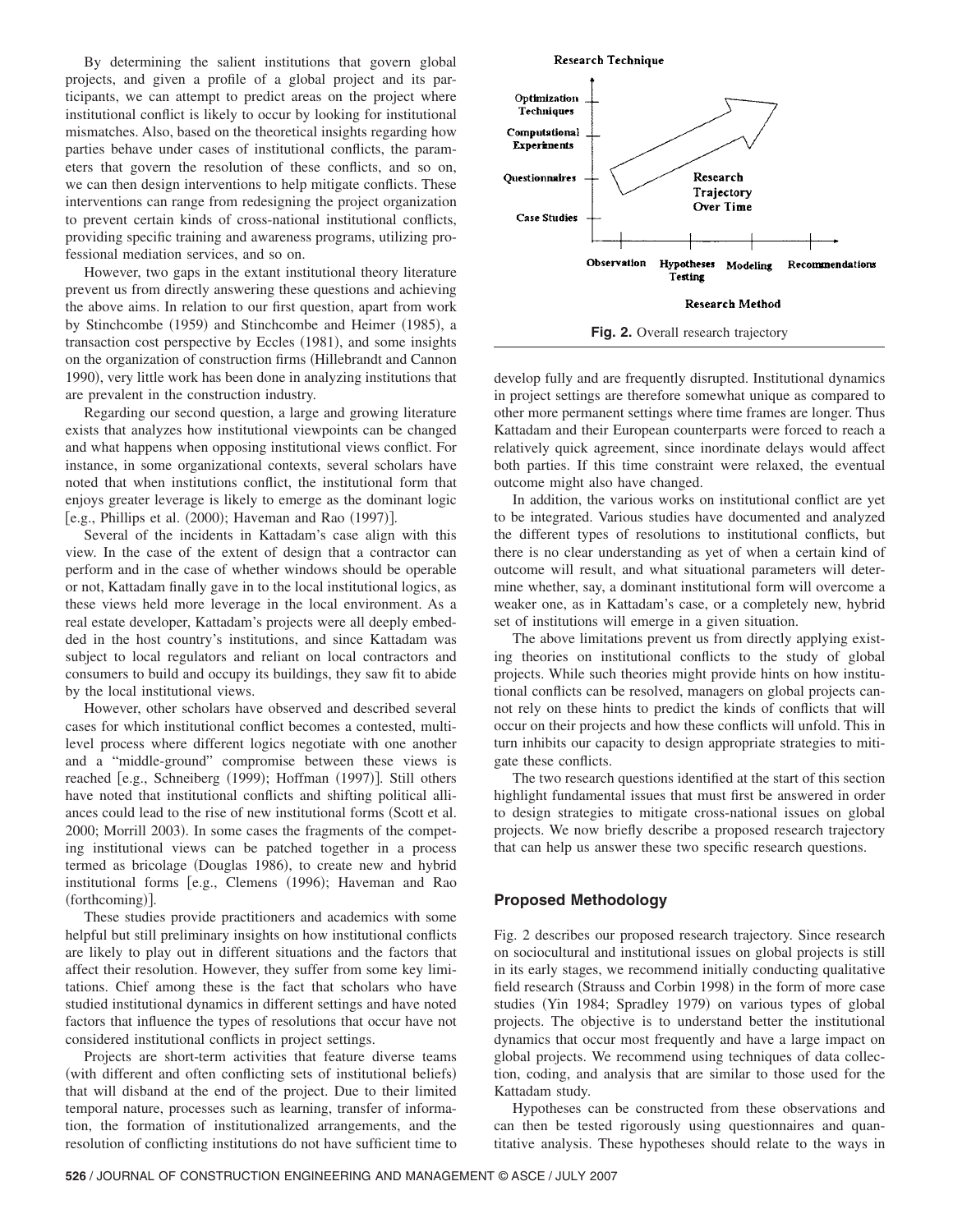By determining the salient institutions that govern global projects, and given a profile of a global project and its participants, we can attempt to predict areas on the project where institutional conflict is likely to occur by looking for institutional mismatches. Also, based on the theoretical insights regarding how parties behave under cases of institutional conflicts, the parameters that govern the resolution of these conflicts, and so on, we can then design interventions to help mitigate conflicts. These interventions can range from redesigning the project organization to prevent certain kinds of cross-national institutional conflicts, providing specific training and awareness programs, utilizing professional mediation services, and so on.

However, two gaps in the extant institutional theory literature prevent us from directly answering these questions and achieving the above aims. In relation to our first question, apart from work by Stinchcombe (1959) and Stinchcombe and Heimer (1985), a transaction cost perspective by Eccles (1981), and some insights on the organization of construction firms (Hillebrandt and Cannon 1990), very little work has been done in analyzing institutions that are prevalent in the construction industry.

Regarding our second question, a large and growing literature exists that analyzes how institutional viewpoints can be changed and what happens when opposing institutional views conflict. For instance, in some organizational contexts, several scholars have noted that when institutions conflict, the institutional form that enjoys greater leverage is likely to emerge as the dominant logic [e.g., Phillips et al. (2000); Haveman and Rao (1997)].

Several of the incidents in Kattadam's case align with this view. In the case of the extent of design that a contractor can perform and in the case of whether windows should be operable or not, Kattadam finally gave in to the local institutional logics, as these views held more leverage in the local environment. As a real estate developer, Kattadam's projects were all deeply embedded in the host country's institutions, and since Kattadam was subject to local regulators and reliant on local contractors and consumers to build and occupy its buildings, they saw fit to abide by the local institutional views.

However, other scholars have observed and described several cases for which institutional conflict becomes a contested, multilevel process where different logics negotiate with one another and a "middle-ground" compromise between these views is reached [e.g., Schneiberg (1999); Hoffman (1997)]. Still others have noted that institutional conflicts and shifting political alliances could lead to the rise of new institutional forms (Scott et al. 2000; Morrill 2003). In some cases the fragments of the competing institutional views can be patched together in a process termed as bricolage (Douglas 1986), to create new and hybrid institutional forms [e.g., Clemens (1996); Haveman and Rao (forthcoming)].

These studies provide practitioners and academics with some helpful but still preliminary insights on how institutional conflicts are likely to play out in different situations and the factors that affect their resolution. However, they suffer from some key limitations. Chief among these is the fact that scholars who have studied institutional dynamics in different settings and have noted factors that influence the types of resolutions that occur have not considered institutional conflicts in project settings.

Projects are short-term activities that feature diverse teams (with different and often conflicting sets of institutional beliefs) that will disband at the end of the project. Due to their limited temporal nature, processes such as learning, transfer of information, the formation of institutionalized arrangements, and the resolution of conflicting institutions do not have sufficient time to develop fully and are frequently disrupted. Institutional dynamics in project settings are therefore somewhat unique as compared to other more permanent settings where time frames are longer. Thus Kattadam and their European counterparts were forced to reach a relatively quick agreement, since inordinate delays would affect both parties. If this time constraint were relaxed, the eventual outcome might also have changed.

In addition, the various works on institutional conflict are yet to be integrated. Various studies have documented and analyzed the different types of resolutions to institutional conflicts, but there is no clear understanding as yet of when a certain kind of outcome will result, and what situational parameters will determine whether, say, a dominant institutional form will overcome a weaker one, as in Kattadam's case, or a completely new, hybrid set of institutions will emerge in a given situation.

The above limitations prevent us from directly applying existing theories on institutional conflicts to the study of global projects. While such theories might provide hints on how institutional conflicts can be resolved, managers on global projects cannot rely on these hints to predict the kinds of conflicts that will occur on their projects and how these conflicts will unfold. This in turn inhibits our capacity to design appropriate strategies to mitigate these conflicts.

The two research questions identified at the start of this section highlight fundamental issues that must first be answered in order to design strategies to mitigate cross-national issues on global projects. We now briefly describe a proposed research trajectory that can help us answer these two specific research questions.

Research Technique

Optimization Techniques

Computational Experiments

Questionnaires

Case Studies

Research Trajectory Over Time

Observation

Hypotheses Testing

Modeling

Recommendations

Research Method

**Fig. 2.** Overall research trajectory

## Proposed Methodology

Fig. 2 describes our proposed research trajectory. Since research on sociocultural and institutional issues on global projects is still in its early stages, we recommend initially conducting qualitative field research (Strauss and Corbin 1998) in the form of more case studies (Yin 1984; Spradley 1979) on various types of global projects. The objective is to understand better the institutional dynamics that occur most frequently and have a large impact on global projects. We recommend using techniques of data collection, coding, and analysis that are similar to those used for the Kattadam study.

Hypotheses can be constructed from these observations and can then be tested rigorously using questionnaires and quantitative analysis. These hypotheses should relate to the ways in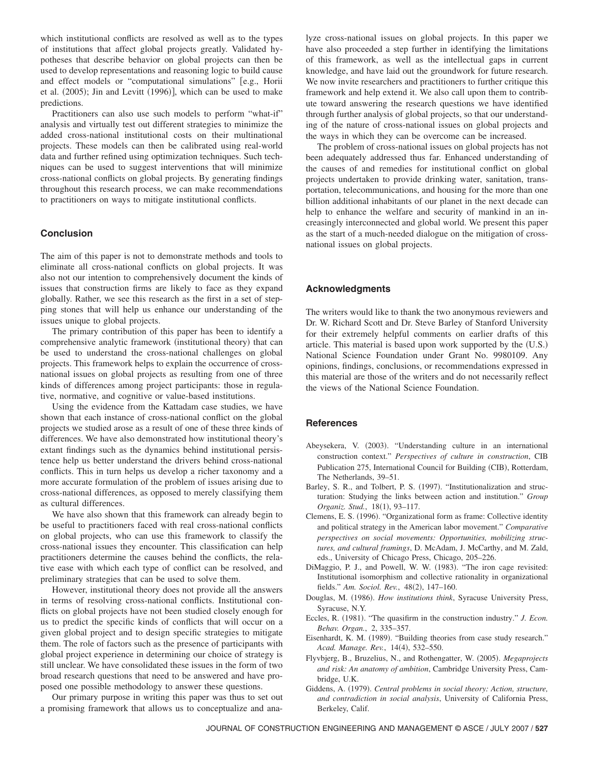which institutional conflicts are resolved as well as to the types of institutions that affect global projects greatly. Validated hypotheses that describe behavior on global projects can then be used to develop representations and reasoning logic to build cause and effect models or "computational simulations" [e.g., Horii et al. (2005); Jin and Levitt (1996)], which can be used to make predictions.

Practitioners can also use such models to perform "what-if" analysis and virtually test out different strategies to minimize the added cross-national institutional costs on their multinational projects. These models can then be calibrated using real-world data and further refined using optimization techniques. Such techniques can be used to suggest interventions that will minimize cross-national conflicts on global projects. By generating findings throughout this research process, we can make recommendations to practitioners on ways to mitigate institutional conflicts.

## Conclusion

The aim of this paper is not to demonstrate methods and tools to eliminate all cross-national conflicts on global projects. It was also not our intention to comprehensively document the kinds of issues that construction firms are likely to face as they expand globally. Rather, we see this research as the first in a set of stepping stones that will help us enhance our understanding of the issues unique to global projects.

The primary contribution of this paper has been to identify a comprehensive analytic framework (institutional theory) that can be used to understand the cross-national challenges on global projects. This framework helps to explain the occurrence of cross-national issues on global projects as resulting from one of three kinds of differences among project participants: those in regulative, normative, and cognitive or value-based institutions.

Using the evidence from the Kattadam case studies, we have shown that each instance of cross-national conflict on the global projects we studied arose as a result of one of these three kinds of differences. We have also demonstrated how institutional theory's extant findings such as the dynamics behind institutional persistence help us better understand the drivers behind cross-national conflicts. This in turn helps us develop a richer taxonomy and a more accurate formulation of the problem of issues arising due to cross-national differences, as opposed to merely classifying them as cultural differences.

We have also shown that this framework can already begin to be useful to practitioners faced with real cross-national conflicts on global projects, who can use this framework to classify the cross-national issues they encounter. This classification can help practitioners determine the causes behind the conflicts, the relative ease with which each type of conflict can be resolved, and preliminary strategies that can be used to solve them.

However, institutional theory does not provide all the answers in terms of resolving cross-national conflicts. Institutional conflicts on global projects have not been studied closely enough for us to predict the specific kinds of conflicts that will occur on a given global project and to design specific strategies to mitigate them. The role of factors such as the presence of participants with global project experience in determining our choice of strategy is still unclear. We have consolidated these issues in the form of two broad research questions that need to be answered and have proposed one possible methodology to answer these questions.

Our primary purpose in writing this paper was thus to set out a promising framework that allows us to conceptualize and analyze cross-national issues on global projects. In this paper we have also proceeded a step further in identifying the limitations of this framework, as well as the intellectual gaps in current knowledge, and have laid out the groundwork for future research. We now invite researchers and practitioners to further critique this framework and help extend it. We also call upon them to contribute toward answering the research questions we have identified through further analysis of global projects, so that our understanding of the nature of cross-national issues on global projects and the ways in which they can be overcome can be increased.

The problem of cross-national issues on global projects has not been adequately addressed thus far. Enhanced understanding of the causes of and remedies for institutional conflict on global projects undertaken to provide drinking water, sanitation, transportation, telecommunications, and housing for the more than one billion additional inhabitants of our planet in the next decade can help to enhance the welfare and security of mankind in an increasingly interconnected and global world. We present this paper as the start of a much-needed dialogue on the mitigation of cross-national issues on global projects.

## Acknowledgments

The writers would like to thank the two anonymous reviewers and Dr. W. Richard Scott and Dr. Steve Barley of Stanford University for their extremely helpful comments on earlier drafts of this article. This material is based upon work supported by the (U.S.) National Science Foundation under Grant No. 9980109. Any opinions, findings, conclusions, or recommendations expressed in this material are those of the writers and do not necessarily reflect the views of the National Science Foundation.

## References

Abeysekera, V. (2003). "Understanding culture in an international construction context." *Perspectives of culture in construction*, CIB Publication 275, International Council for Building (CIB), Rotterdam, The Netherlands, 39–51.

Barley, S. R., and Tolbert, P. S. (1997). "Institutionalization and structuration: Studying the links between action and institution." *Group Organiz. Stud.*, 18(1), 93–117.

Clemens, E. S. (1996). "Organizational form as frame: Collective identity and political strategy in the American labor movement." *Comparative perspectives on social movements: Opportunities, mobilizing structures, and cultural framings*, D. McAdam, J. McCarthy, and M. Zald, eds., University of Chicago Press, Chicago, 205–226.

DiMaggio, P. J., and Powell, W. W. (1983). "The iron cage revisited: Institutional isomorphism and collective rationality in organizational fields." *Am. Sociol. Rev.*, 48(2), 147–160.

Douglas, M. (1986). *How institutions think*, Syracuse University Press, Syracuse, N.Y.

Eccles, R. (1981). "The quasifirm in the construction industry." *J. Econ. Behav. Organ.*, 2, 335–357.

Eisenhardt, K. M. (1989). "Building theories from case study research." *Acad. Manage. Rev.*, 14(4), 532–550.

Flyvbjerg, B., Bruzelius, N., and Rothengatter, W. (2005). *Megaprojects and risk: An anatomy of ambition*, Cambridge University Press, Cambridge, U.K.

Giddens, A. (1979). *Central problems in social theory: Action, structure, and contradiction in social analysis*, University of California Press, Berkeley, Calif.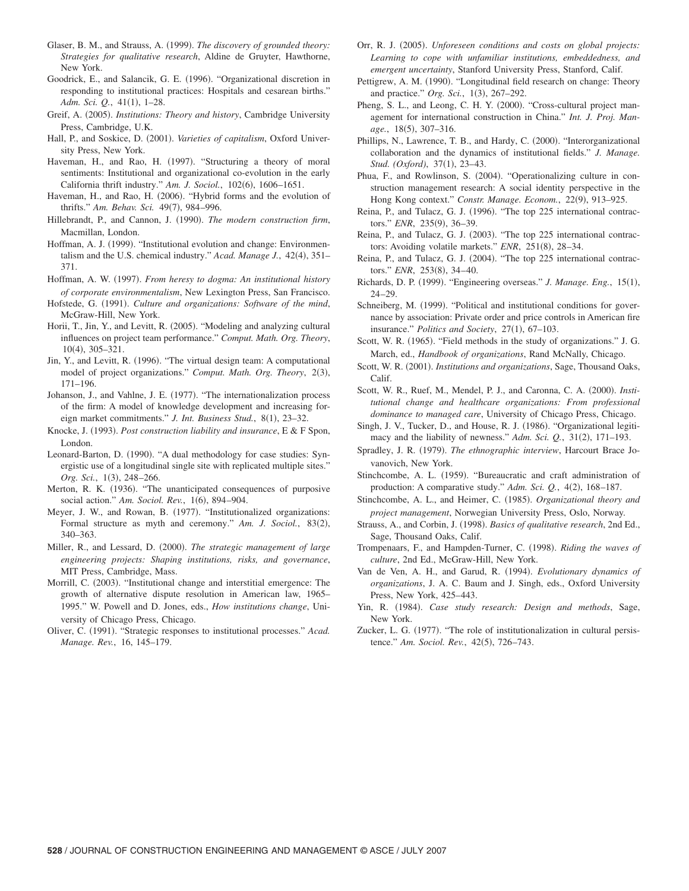Glaser, B. M., and Strauss, A. (1999). *The discovery of grounded theory: Strategies for qualitative research*, Aldine de Gruyter, Hawthorne, New York.

Goodrick, E., and Salancik, G. E. (1996). "Organizational discretion in responding to institutional practices: Hospitals and cesarean births." *Adm. Sci. Q.*, 41(1), 1–28.

Greif, A. (2005). *Institutions: Theory and history*, Cambridge University Press, Cambridge, U.K.

Hall, P., and Soskice, D. (2001). *Varieties of capitalism*, Oxford University Press, New York.

Haveman, H., and Rao, H. (1997). "Structuring a theory of moral sentiments: Institutional and organizational co-evolution in the early California thrift industry." *Am. J. Sociol.*, 102(6), 1606–1651.

Haveman, H., and Rao, H. (2006). "Hybrid forms and the evolution of thrifts." *Am. Behav. Sci.* 49(7), 984–996.

Hillebrandt, P., and Cannon, J. (1990). *The modern construction firm*, Macmillan, London.

Hoffman, A. J. (1999). "Institutional evolution and change: Environmentalism and the U.S. chemical industry." *Acad. Manage J.*, 42(4), 351–371.

Hoffman, A. W. (1997). *From heresy to dogma: An institutional history of corporate environmentalism*, New Lexington Press, San Francisco.

Hofstede, G. (1991). *Culture and organizations: Software of the mind*, McGraw-Hill, New York.

Horii, T., Jin, Y., and Levitt, R. (2005). "Modeling and analyzing cultural influences on project team performance." *Comput. Math. Org. Theory*, 10(4), 305–321.

Jin, Y., and Levitt, R. (1996). "The virtual design team: A computational model of project organizations." *Comput. Math. Org. Theory*, 2(3), 171–196.

Johanson, J., and Vahlne, J. E. (1977). "The internationalization process of the firm: A model of knowledge development and increasing foreign market commitments." *J. Int. Business Stud.*, 8(1), 23–32.

Knocke, J. (1993). *Post construction liability and insurance*, E & F Spon, London.

Leonard-Barton, D. (1990). "A dual methodology for case studies: Synergistic use of a longitudinal single site with replicated multiple sites." *Org. Sci.*, 1(3), 248–266.

Merton, R. K. (1936). "The unanticipated consequences of purposive social action." *Am. Sociol. Rev.*, 1(6), 894–904.

Meyer, J. W., and Rowan, B. (1977). "Institutionalized organizations: Formal structure as myth and ceremony." *Am. J. Sociol.*, 83(2), 340–363.

Miller, R., and Lessard, D. (2000). *The strategic management of large engineering projects: Shaping institutions, risks, and governance*, MIT Press, Cambridge, Mass.

Morrill, C. (2003). "Institutional change and interstitial emergence: The growth of alternative dispute resolution in American law, 1965–1995." W. Powell and D. Jones, eds., *How institutions change*, University of Chicago Press, Chicago.

Oliver, C. (1991). "Strategic responses to institutional processes." *Acad. Manage. Rev.*, 16, 145–179.

Orr, R. J. (2005). *Unforeseen conditions and costs on global projects: Learning to cope with unfamiliar institutions, embeddedness, and emergent uncertainty*, Stanford University Press, Stanford, Calif.

Pettigrew, A. M. (1990). "Longitudinal field research on change: Theory and practice." *Org. Sci.*, 1(3), 267–292.

Pheng, S. L., and Leong, C. H. Y. (2000). "Cross-cultural project management for international construction in China." *Int. J. Proj. Manage.*, 18(5), 307–316.

Phillips, N., Lawrence, T. B., and Hardy, C. (2000). "Interorganizational collaboration and the dynamics of institutional fields." *J. Manage. Stud. (Oxford)*, 37(1), 23–43.

Phua, F., and Rowlinson, S. (2004). "Operationalizing culture in construction management research: A social identity perspective in the Hong Kong context." *Constr. Manage. Econom.*, 22(9), 913–925.

Reina, P., and Tulacz, G. J. (1996). "The top 225 international contractors." *ENR*, 235(9), 36–39.

Reina, P., and Tulacz, G. J. (2003). "The top 225 international contractors: Avoiding volatile markets." *ENR*, 251(8), 28–34.

Reina, P., and Tulacz, G. J. (2004). "The top 225 international contractors." *ENR*, 253(8), 34–40.

Richards, D. P. (1999). "Engineering overseas." *J. Manage. Eng.*, 15(1), 24–29.

Schneiberg, M. (1999). "Political and institutional conditions for governance by association: Private order and price controls in American fire insurance." *Politics and Society*, 27(1), 67–103.

Scott, W. R. (1965). "Field methods in the study of organizations." J. G. March, ed., *Handbook of organizations*, Rand McNally, Chicago.

Scott, W. R. (2001). *Institutions and organizations*, Sage, Thousand Oaks, Calif.

Scott, W. R., Ruef, M., Mendel, P. J., and Caronna, C. A. (2000). *Institutional change and healthcare organizations: From professional dominance to managed care*, University of Chicago Press, Chicago.

Singh, J. V., Tucker, D., and House, R. J. (1986). "Organizational legitimacy and the liability of newness." *Adm. Sci. Q.*, 31(2), 171–193.

Spradley, J. R. (1979). *The ethnographic interview*, Harcourt Brace Jovanovich, New York.

Stinchcombe, A. L. (1959). "Bureaucratic and craft administration of production: A comparative study." *Adm. Sci. Q.*, 4(2), 168–187.

Stinchcombe, A. L., and Heimer, C. (1985). *Organizational theory and project management*, Norwegian University Press, Oslo, Norway.

Strauss, A., and Corbin, J. (1998). *Basics of qualitative research*, 2nd Ed., Sage, Thousand Oaks, Calif.

Trompenaars, F., and Hampden-Turner, C. (1998). *Riding the waves of culture*, 2nd Ed., McGraw-Hill, New York.

Van de Ven, A. H., and Garud, R. (1994). *Evolutionary dynamics of organizations*, J. A. C. Baum and J. Singh, eds., Oxford University Press, New York, 425–443.

Yin, R. (1984). *Case study research: Design and methods*, Sage, New York.

Zucker, L. G. (1977). "The role of institutionalization in cultural persistence." *Am. Sociol. Rev.*, 42(5), 726–743.